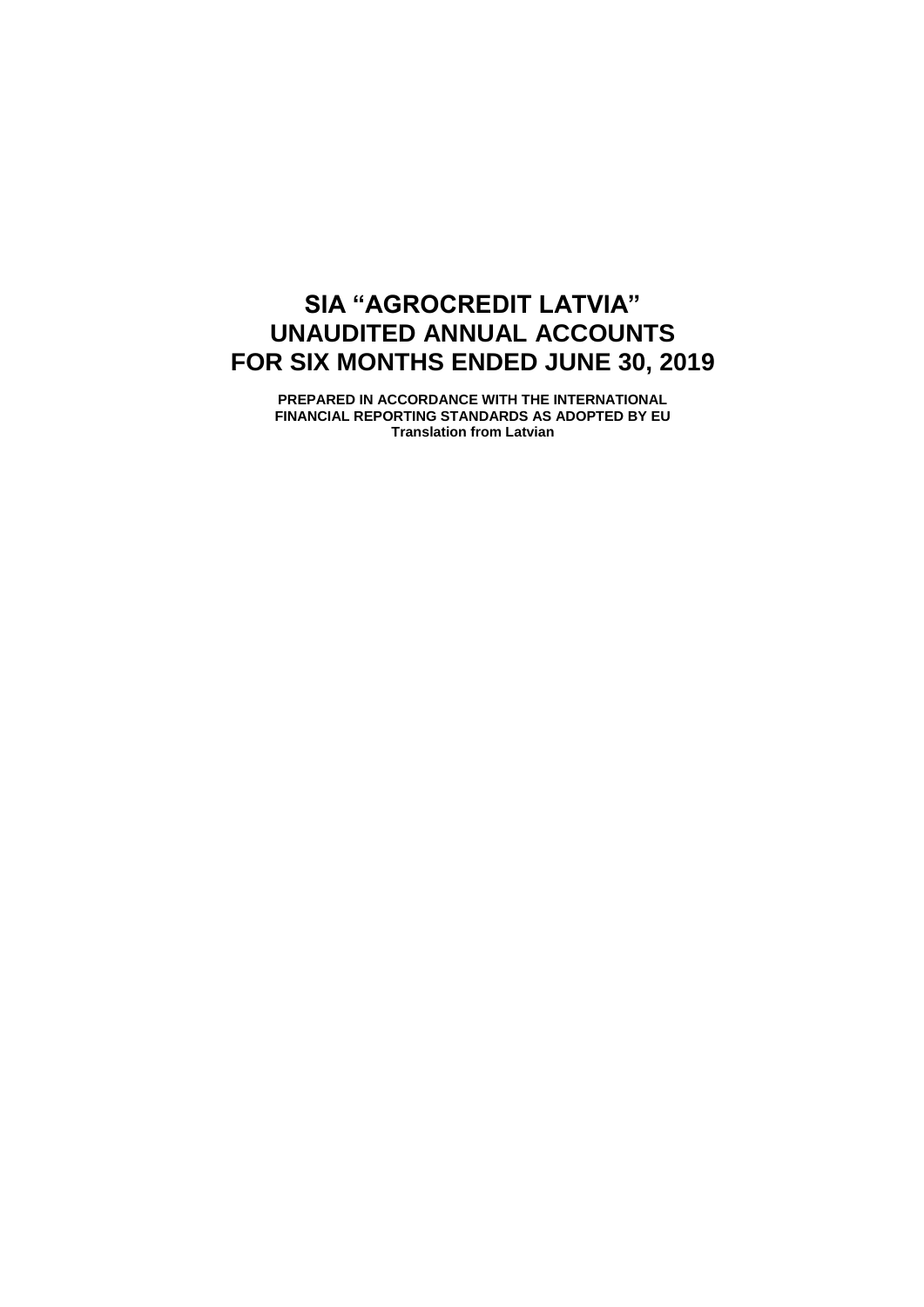# SIA “AGROCREDIT LATVIA”
# UNAUDITED ANNUAL ACCOUNTS
# FOR SIX MONTHS ENDED JUNE 30, 2019

**PREPARED IN ACCORDANCE WITH THE INTERNATIONAL FINANCIAL REPORTING STANDARDS AS ADOPTED BY EU**
**Translation from Latvian**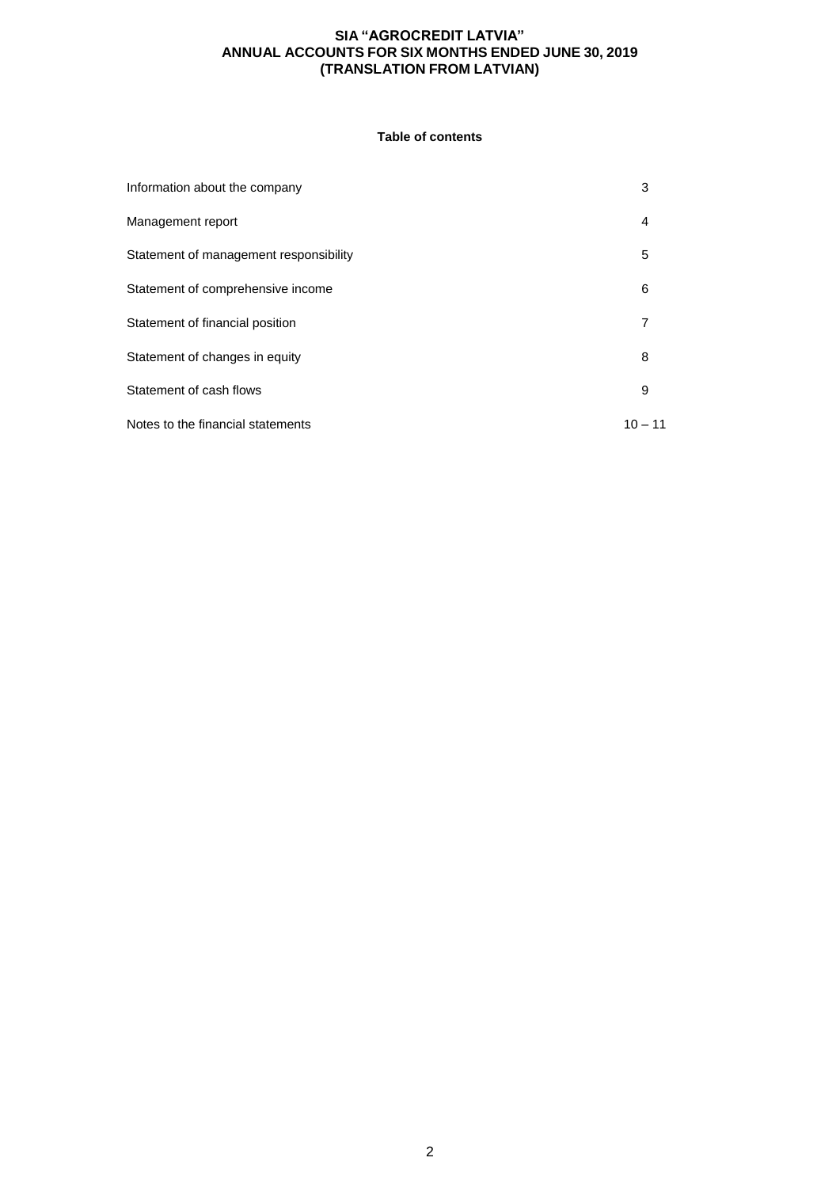**SIA "AGROCREDIT LATVIA"**
**ANNUAL ACCOUNTS FOR SIX MONTHS ENDED JUNE 30, 2019**
**(TRANSLATION FROM LATVIAN)**

## Table of contents

| | |
|---|---|
| Information about the company | 3 |
| Management report | 4 |
| Statement of management responsibility | 5 |
| Statement of comprehensive income | 6 |
| Statement of financial position | 7 |
| Statement of changes in equity | 8 |
| Statement of cash flows | 9 |
| Notes to the financial statements | 10 – 11 |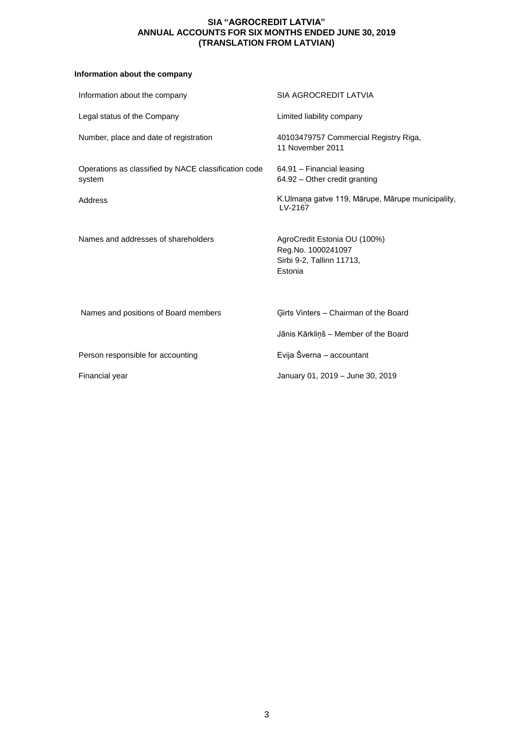**SIA "AGROCREDIT LATVIA"**
**ANNUAL ACCOUNTS FOR SIX MONTHS ENDED JUNE 30, 2019**
**(TRANSLATION FROM LATVIAN)**

## Information about the company

| | |
|---|---|
| Information about the company | SIA AGROCREDIT LATVIA |
| Legal status of the Company | Limited liability company |
| Number, place and date of registration | 40103479757 Commercial Registry Riga, 11 November 2011 |
| Operations as classified by NACE classification code system | 64.91 – Financial leasing<br>64.92 – Other credit granting |
| Address | K.Ulmaņa gatve 119, Mārupe, Mārupe municipality, LV-2167 |
| Names and addresses of shareholders | AgroCredit Estonia OU (100%)<br>Reg.No. 1000241097<br>Sirbi 9-2, Tallinn 11713,<br>Estonia |
| Names and positions of Board members | Ģirts Vinters – Chairman of the Board<br>Jānis Kārkliņš – Member of the Board |
| Person responsible for accounting | Evija Šverna – accountant |
| Financial year | January 01, 2019 – June 30, 2019 |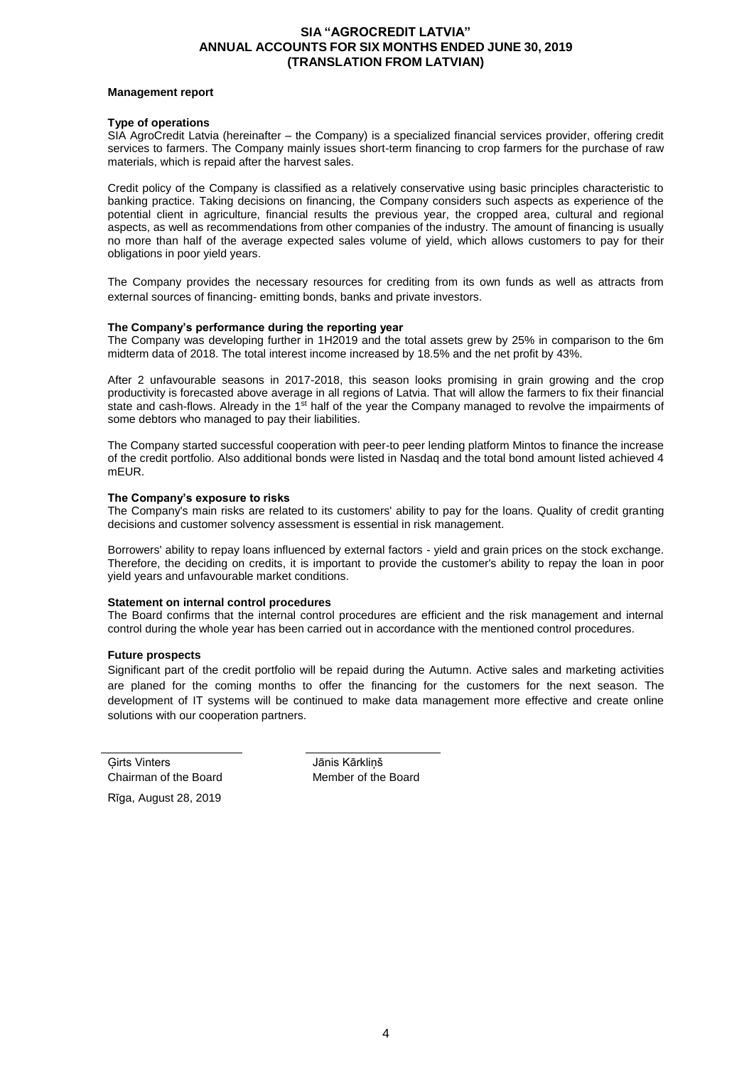## Management report

### Type of operations

SIA AgroCredit Latvia (hereinafter – the Company) is a specialized financial services provider, offering credit services to farmers. The Company mainly issues short-term financing to crop farmers for the purchase of raw materials, which is repaid after the harvest sales.

Credit policy of the Company is classified as a relatively conservative using basic principles characteristic to banking practice. Taking decisions on financing, the Company considers such aspects as experience of the potential client in agriculture, financial results the previous year, the cropped area, cultural and regional aspects, as well as recommendations from other companies of the industry. The amount of financing is usually no more than half of the average expected sales volume of yield, which allows customers to pay for their obligations in poor yield years.

The Company provides the necessary resources for crediting from its own funds as well as attracts from external sources of financing- emitting bonds, banks and private investors.

### The Company's performance during the reporting year

The Company was developing further in 1H2019 and the total assets grew by 25% in comparison to the 6m midterm data of 2018. The total interest income increased by 18.5% and the net profit by 43%.

After 2 unfavourable seasons in 2017-2018, this season looks promising in grain growing and the crop productivity is forecasted above average in all regions of Latvia. That will allow the farmers to fix their financial state and cash-flows. Already in the 1st half of the year the Company managed to revolve the impairments of some debtors who managed to pay their liabilities.

The Company started successful cooperation with peer-to peer lending platform Mintos to finance the increase of the credit portfolio. Also additional bonds were listed in Nasdaq and the total bond amount listed achieved 4 mEUR.

### The Company's exposure to risks

The Company's main risks are related to its customers' ability to pay for the loans. Quality of credit granting decisions and customer solvency assessment is essential in risk management.

Borrowers' ability to repay loans influenced by external factors - yield and grain prices on the stock exchange. Therefore, the deciding on credits, it is important to provide the customer's ability to repay the loan in poor yield years and unfavourable market conditions.

### Statement on internal control procedures

The Board confirms that the internal control procedures are efficient and the risk management and internal control during the whole year has been carried out in accordance with the mentioned control procedures.

### Future prospects

Significant part of the credit portfolio will be repaid during the Autumn. Active sales and marketing activities are planed for the coming months to offer the financing for the customers for the next season. The development of IT systems will be continued to make data management more effective and create online solutions with our cooperation partners.

| Ģirts Vinters | Jānis Kārkliņš |
| --- | --- |
| Chairman of the Board | Member of the Board |

Rīga, August 28, 2019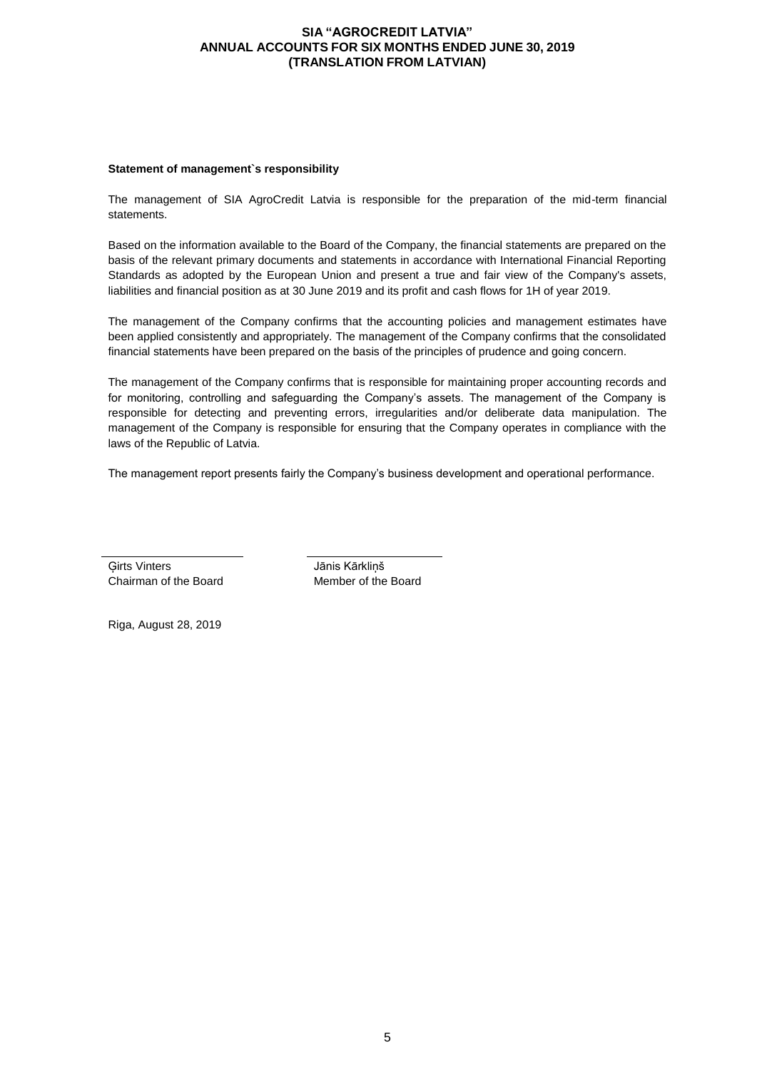**Statement of management`s responsibility**

The management of SIA AgroCredit Latvia is responsible for the preparation of the mid-term financial statements.

Based on the information available to the Board of the Company, the financial statements are prepared on the basis of the relevant primary documents and statements in accordance with International Financial Reporting Standards as adopted by the European Union and present a true and fair view of the Company's assets, liabilities and financial position as at 30 June 2019 and its profit and cash flows for 1H of year 2019.

The management of the Company confirms that the accounting policies and management estimates have been applied consistently and appropriately. The management of the Company confirms that the consolidated financial statements have been prepared on the basis of the principles of prudence and going concern.

The management of the Company confirms that is responsible for maintaining proper accounting records and for monitoring, controlling and safeguarding the Company's assets. The management of the Company is responsible for detecting and preventing errors, irregularities and/or deliberate data manipulation. The management of the Company is responsible for ensuring that the Company operates in compliance with the laws of the Republic of Latvia.

The management report presents fairly the Company's business development and operational performance.

| Ģirts Vinters | Jānis Kārkliņš |
|---|---|
| Chairman of the Board | Member of the Board |

Riga, August 28, 2019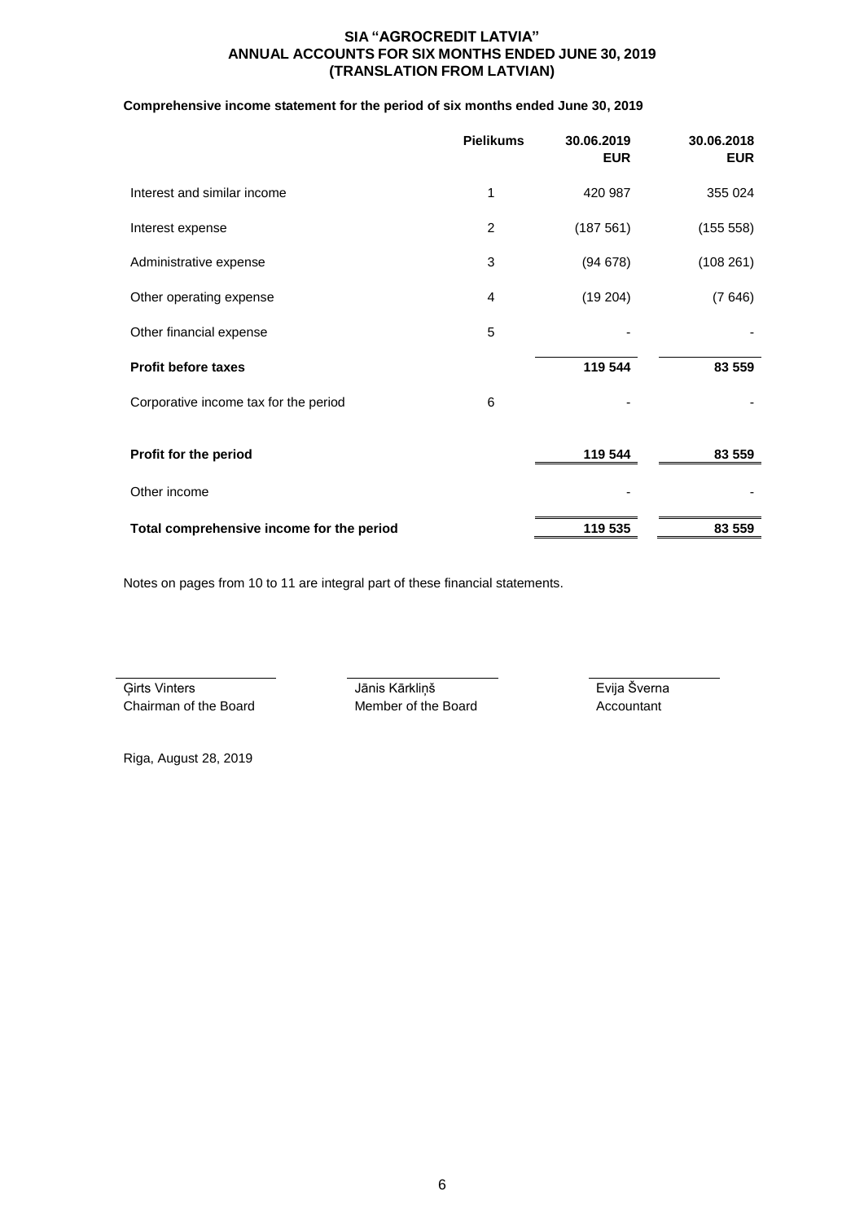**SIA "AGROCREDIT LATVIA"**
**ANNUAL ACCOUNTS FOR SIX MONTHS ENDED JUNE 30, 2019**
**(TRANSLATION FROM LATVIAN)**

### Comprehensive income statement for the period of six months ended June 30, 2019

| | Pielikums | 30.06.2019 EUR | 30.06.2018 EUR |
|---|---|---|---|
| Interest and similar income | 1 | 420 987 | 355 024 |
| Interest expense | 2 | (187 561) | (155 558) |
| Administrative expense | 3 | (94 678) | (108 261) |
| Other operating expense | 4 | (19 204) | (7 646) |
| Other financial expense | 5 | - | - |
| **Profit before taxes** | | **119 544** | **83 559** |
| Corporative income tax for the period | 6 | - | - |
| **Profit for the period** | | **119 544** | **83 559** |
| Other income | | - | - |
| **Total comprehensive income for the period** | | **119 535** | **83 559** |

Notes on pages from 10 to 11 are integral part of these financial statements.

| | | |
|---|---|---|
| Ģirts Vinters | Jānis Kārkliņš | Evija Šverna |
| Chairman of the Board | Member of the Board | Accountant |

Riga, August 28, 2019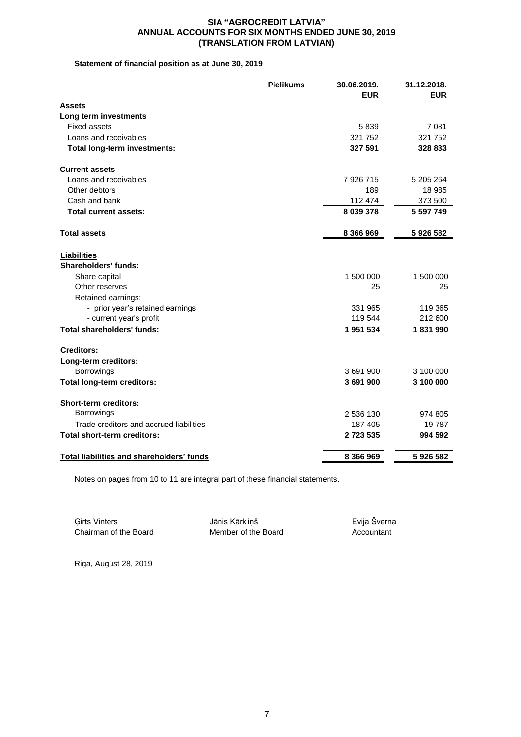**SIA "AGROCREDIT LATVIA"**
**ANNUAL ACCOUNTS FOR SIX MONTHS ENDED JUNE 30, 2019**
**(TRANSLATION FROM LATVIAN)**

**Statement of financial position as at June 30, 2019**

| | Pielikums | 30.06.2019. EUR | 31.12.2018. EUR |
|---|---|---|---|
| **Assets** | | | |
| **Long term investments** | | | |
| Fixed assets | | 5 839 | 7 081 |
| Loans and receivables | | 321 752 | 321 752 |
| **Total long-term investments:** | | **327 591** | **328 833** |
| **Current assets** | | | |
| Loans and receivables | | 7 926 715 | 5 205 264 |
| Other debtors | | 189 | 18 985 |
| Cash and bank | | 112 474 | 373 500 |
| **Total current assets:** | | **8 039 378** | **5 597 749** |
| **Total assets** | | **8 366 969** | **5 926 582** |
| **Liabilities** | | | |
| **Shareholders' funds:** | | | |
| Share capital | | 1 500 000 | 1 500 000 |
| Other reserves | | 25 | 25 |
| Retained earnings: | | | |
| - prior year's retained earnings | | 331 965 | 119 365 |
| - current year's profit | | 119 544 | 212 600 |
| **Total shareholders' funds:** | | **1 951 534** | **1 831 990** |
| **Creditors:** | | | |
| **Long-term creditors:** | | | |
| Borrowings | | 3 691 900 | 3 100 000 |
| **Total long-term creditors:** | | **3 691 900** | **3 100 000** |
| **Short-term creditors:** | | | |
| Borrowings | | 2 536 130 | 974 805 |
| Trade creditors and accrued liabilities | | 187 405 | 19 787 |
| **Total short-term creditors:** | | **2 723 535** | **994 592** |
| **Total liabilities and shareholders' funds** | | **8 366 969** | **5 926 582** |

Notes on pages from 10 to 11 are integral part of these financial statements.

| | | |
|---|---|---|
| Ģirts Vinters | Jānis Kārkliņš | Evija Šverna |
| Chairman of the Board | Member of the Board | Accountant |

Riga, August 28, 2019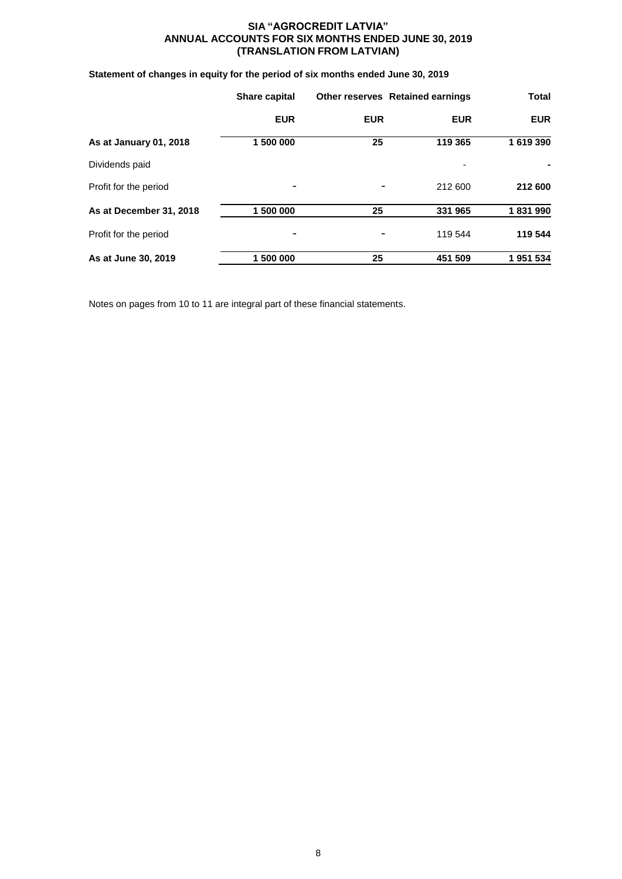**SIA "AGROCREDIT LATVIA"**
**ANNUAL ACCOUNTS FOR SIX MONTHS ENDED JUNE 30, 2019**
**(TRANSLATION FROM LATVIAN)**

**Statement of changes in equity for the period of six months ended June 30, 2019**

| | Share capital | Other reserves | Retained earnings | Total |
|---|---|---|---|---|
| | EUR | EUR | EUR | EUR |
| **As at January 01, 2018** | **1 500 000** | **25** | **119 365** | **1 619 390** |
| Dividends paid | | | - | **-** |
| Profit for the period | - | - | 212 600 | **212 600** |
| **As at December 31, 2018** | **1 500 000** | **25** | **331 965** | **1 831 990** |
| Profit for the period | - | - | 119 544 | **119 544** |
| **As at June 30, 2019** | **1 500 000** | **25** | **451 509** | **1 951 534** |

Notes on pages from 10 to 11 are integral part of these financial statements.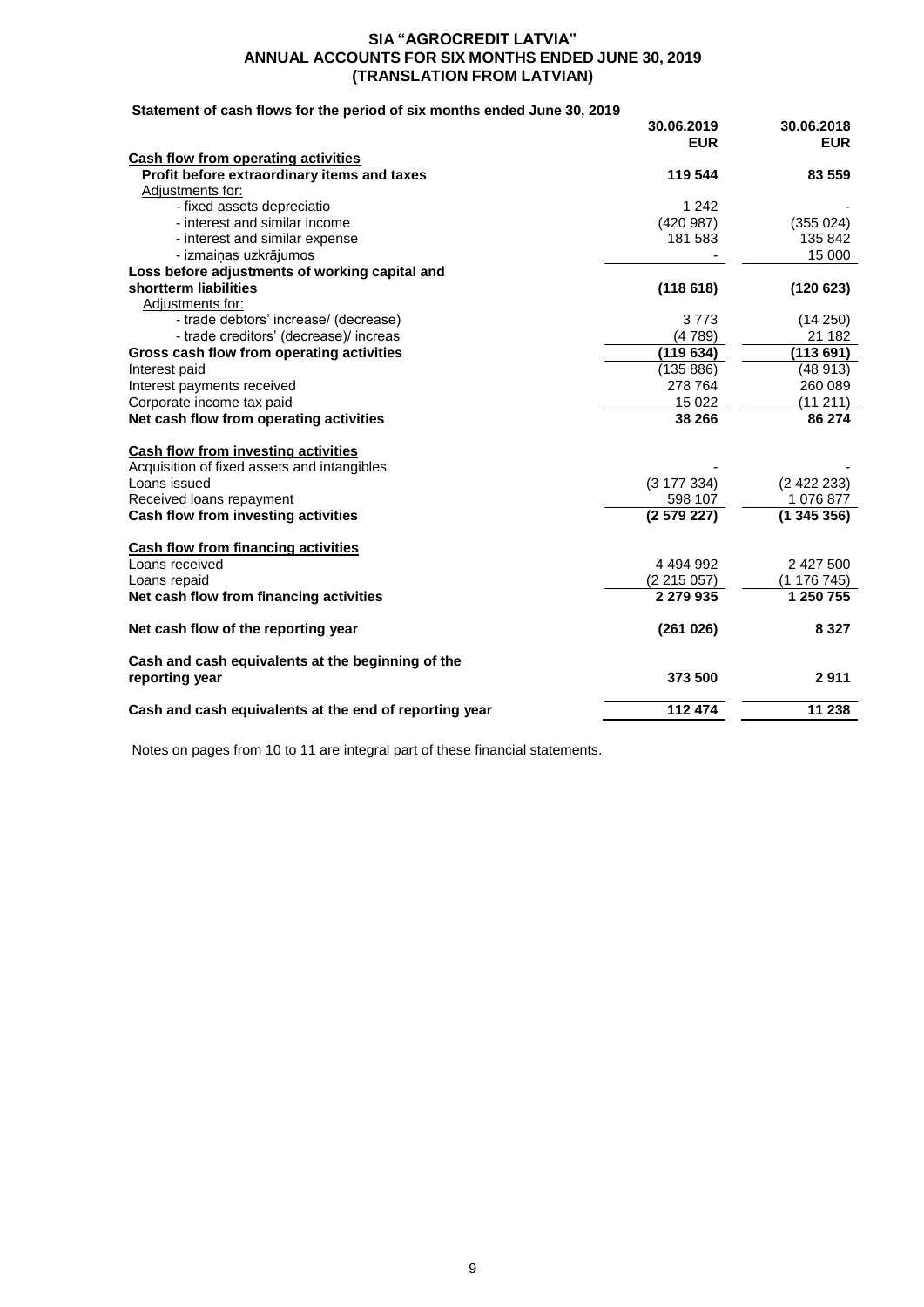## SIA "AGROCREDIT LATVIA"
## ANNUAL ACCOUNTS FOR SIX MONTHS ENDED JUNE 30, 2019
## (TRANSLATION FROM LATVIAN)

**Statement of cash flows for the period of six months ended June 30, 2019**

| | 30.06.2019 EUR | 30.06.2018 EUR |
|---|---|---|
| **Cash flow from operating activities** | | |
| **Profit before extraordinary items and taxes** | **119 544** | **83 559** |
| Adjustments for: | | |
| - fixed assets depreciatio | 1 242 | - |
| - interest and similar income | (420 987) | (355 024) |
| - interest and similar expense | 181 583 | 135 842 |
| - izmaiņas uzkrājumos | - | 15 000 |
| **Loss before adjustments of working capital and shortterm liabilities** | **(118 618)** | **(120 623)** |
| Adjustments for: | | |
| - trade debtors' increase/ (decrease) | 3 773 | (14 250) |
| - trade creditors' (decrease)/ increas | (4 789) | 21 182 |
| **Gross cash flow from operating activities** | **(119 634)** | **(113 691)** |
| Interest paid | (135 886) | (48 913) |
| Interest payments received | 278 764 | 260 089 |
| Corporate income tax paid | 15 022 | (11 211) |
| **Net cash flow from operating activities** | **38 266** | **86 274** |
| **Cash flow from investing activities** | | |
| Acquisition of fixed assets and intangibles | - | - |
| Loans issued | (3 177 334) | (2 422 233) |
| Received loans repayment | 598 107 | 1 076 877 |
| **Cash flow from investing activities** | **(2 579 227)** | **(1 345 356)** |
| **Cash flow from financing activities** | | |
| Loans received | 4 494 992 | 2 427 500 |
| Loans repaid | (2 215 057) | (1 176 745) |
| **Net cash flow from financing activities** | **2 279 935** | **1 250 755** |
| **Net cash flow of the reporting year** | **(261 026)** | **8 327** |
| **Cash and cash equivalents at the beginning of the reporting year** | **373 500** | **2 911** |
| **Cash and cash equivalents at the end of reporting year** | **112 474** | **11 238** |

Notes on pages from 10 to 11 are integral part of these financial statements.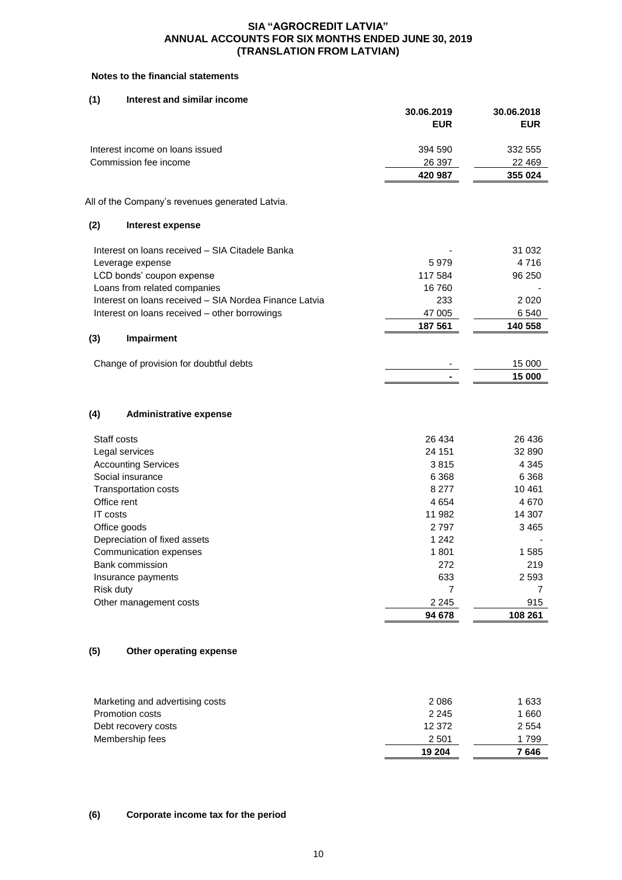**SIA "AGROCREDIT LATVIA"**
**ANNUAL ACCOUNTS FOR SIX MONTHS ENDED JUNE 30, 2019**
**(TRANSLATION FROM LATVIAN)**

**Notes to the financial statements**

**(1) Interest and similar income**

| | 30.06.2019 EUR | 30.06.2018 EUR |
|---|---|---|
| Interest income on loans issued | 394 590 | 332 555 |
| Commission fee income | 26 397 | 22 469 |
| | **420 987** | **355 024** |

All of the Company's revenues generated Latvia.

**(2) Interest expense**

| | 30.06.2019 EUR | 30.06.2018 EUR |
|---|---|---|
| Interest on loans received – SIA Citadele Banka | - | 31 032 |
| Leverage expense | 5 979 | 4 716 |
| LCD bonds' coupon expense | 117 584 | 96 250 |
| Loans from related companies | 16 760 | - |
| Interest on loans received – SIA Nordea Finance Latvia | 233 | 2 020 |
| Interest on loans received – other borrowings | 47 005 | 6 540 |
| | **187 561** | **140 558** |

**(3) Impairment**

| | 30.06.2019 EUR | 30.06.2018 EUR |
|---|---|---|
| Change of provision for doubtful debts | - | 15 000 |
| | **-** | **15 000** |

**(4) Administrative expense**

| | 30.06.2019 EUR | 30.06.2018 EUR |
|---|---|---|
| Staff costs | 26 434 | 26 436 |
| Legal services | 24 151 | 32 890 |
| Accounting Services | 3 815 | 4 345 |
| Social insurance | 6 368 | 6 368 |
| Transportation costs | 8 277 | 10 461 |
| Office rent | 4 654 | 4 670 |
| IT costs | 11 982 | 14 307 |
| Office goods | 2 797 | 3 465 |
| Depreciation of fixed assets | 1 242 | - |
| Communication expenses | 1 801 | 1 585 |
| Bank commission | 272 | 219 |
| Insurance payments | 633 | 2 593 |
| Risk duty | 7 | 7 |
| Other management costs | 2 245 | 915 |
| | **94 678** | **108 261** |

**(5) Other operating expense**

| | 30.06.2019 EUR | 30.06.2018 EUR |
|---|---|---|
| Marketing and advertising costs | 2 086 | 1 633 |
| Promotion costs | 2 245 | 1 660 |
| Debt recovery costs | 12 372 | 2 554 |
| Membership fees | 2 501 | 1 799 |
| | **19 204** | **7 646** |

**(6) Corporate income tax for the period**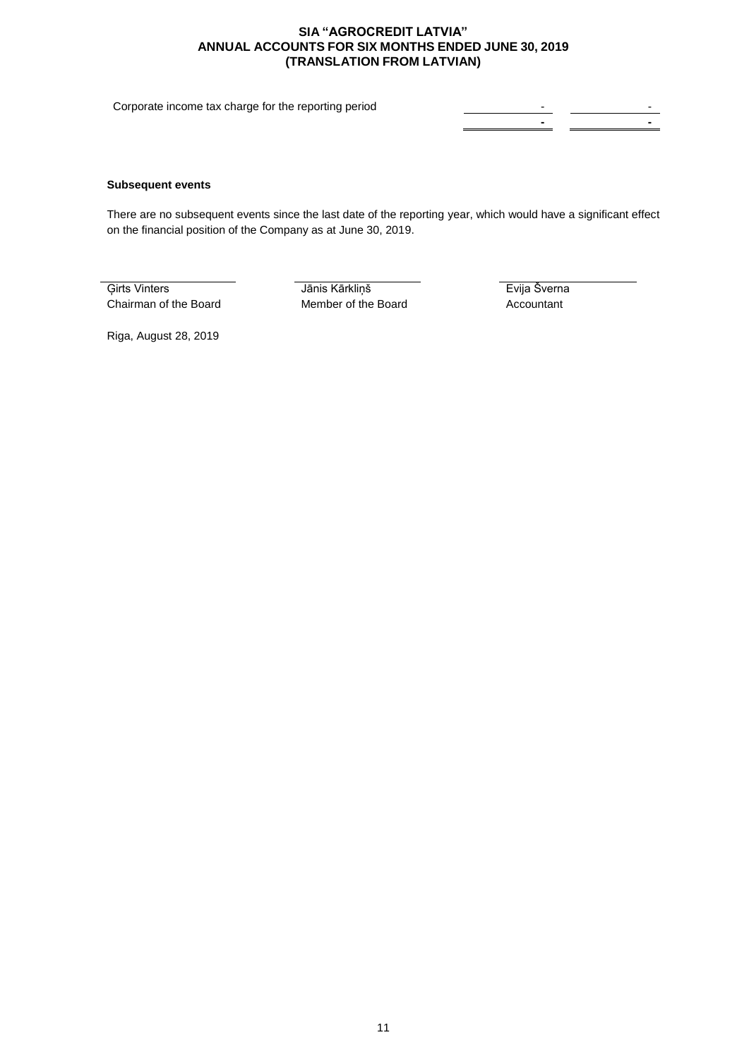| | | |
|---|---|---|
| Corporate income tax charge for the reporting period | - | - |
| | **-** | **-** |

**Subsequent events**

There are no subsequent events since the last date of the reporting year, which would have a significant effect on the financial position of the Company as at June 30, 2019.

| | | |
|---|---|---|
| Ģirts Vinters | Jānis Kārkliņš | Evija Šverna |
| Chairman of the Board | Member of the Board | Accountant |

Riga, August 28, 2019